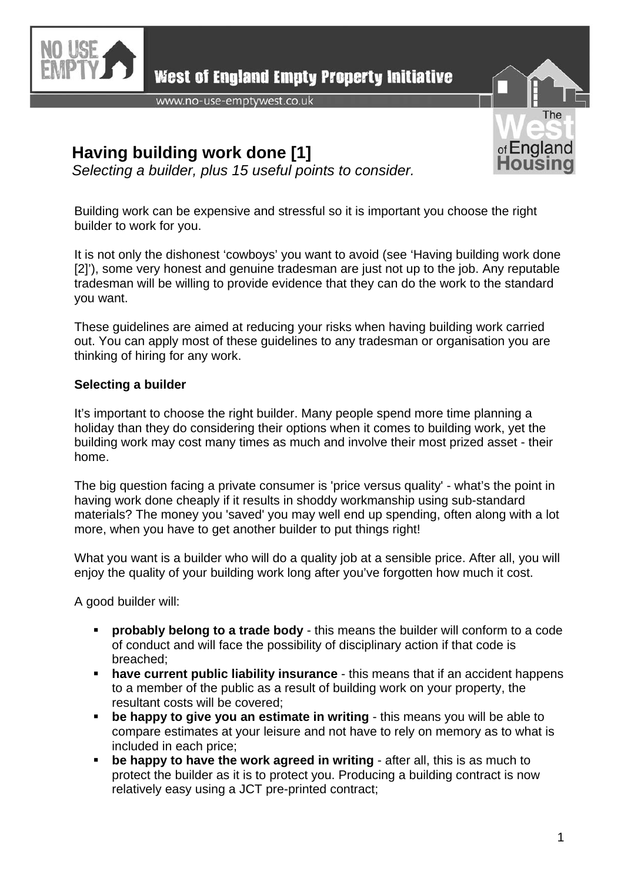West of England Empty Property Initiative

www.no-use-emptywest.co.uk

# Having building work done [1]

*Selecting a builder, plus 15 useful points to consider.*

Building work can be expensive and stressful so it is important you choose the right builder to work for you.

It is not only the dishonest 'cowboys' you want to avoid (see 'Having building work done [2]'), some very honest and genuine tradesman are just not up to the job. Any reputable tradesman will be willing to provide evidence that they can do the work to the standard you want.

These guidelines are aimed at reducing your risks when having building work carried out. You can apply most of these guidelines to any tradesman or organisation you are thinking of hiring for any work.

**Selecting a builder**

It's important to choose the right builder. Many people spend more time planning a holiday than they do considering their options when it comes to building work, yet the building work may cost many times as much and involve their most prized asset - their home.

The big question facing a private consumer is 'price versus quality' - what's the point in having work done cheaply if it results in shoddy workmanship using sub-standard materials? The money you 'saved' you may well end up spending, often along with a lot more, when you have to get another builder to put things right!

What you want is a builder who will do a quality job at a sensible price. After all, you will enjoy the quality of your building work long after you've forgotten how much it cost.

A good builder will:

- **probably belong to a trade body** - this means the builder will conform to a code of conduct and will face the possibility of disciplinary action if that code is breached;
- **have current public liability insurance** - this means that if an accident happens to a member of the public as a result of building work on your property, the resultant costs will be covered;
- **be happy to give you an estimate in writing** - this means you will be able to compare estimates at your leisure and not have to rely on memory as to what is included in each price;
- **be happy to have the work agreed in writing** - after all, this is as much to protect the builder as it is to protect you. Producing a building contract is now relatively easy using a JCT pre-printed contract;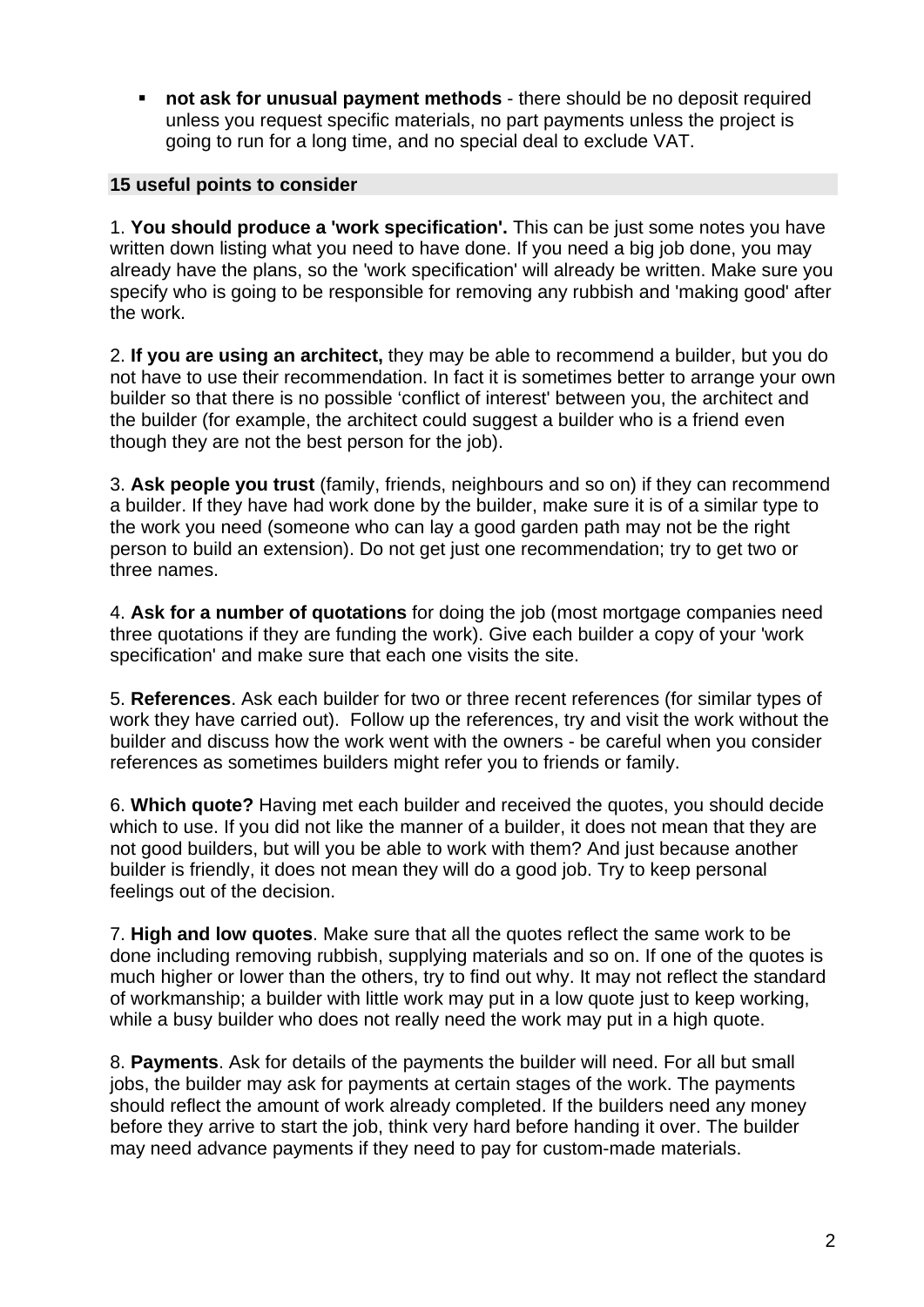- **not ask for unusual payment methods** - there should be no deposit required unless you request specific materials, no part payments unless the project is going to run for a long time, and no special deal to exclude VAT.

**15 useful points to consider**

1. **You should produce a 'work specification'.** This can be just some notes you have written down listing what you need to have done. If you need a big job done, you may already have the plans, so the 'work specification' will already be written. Make sure you specify who is going to be responsible for removing any rubbish and 'making good' after the work.

2. **If you are using an architect,** they may be able to recommend a builder, but you do not have to use their recommendation. In fact it is sometimes better to arrange your own builder so that there is no possible 'conflict of interest' between you, the architect and the builder (for example, the architect could suggest a builder who is a friend even though they are not the best person for the job).

3. **Ask people you trust** (family, friends, neighbours and so on) if they can recommend a builder. If they have had work done by the builder, make sure it is of a similar type to the work you need (someone who can lay a good garden path may not be the right person to build an extension). Do not get just one recommendation; try to get two or three names.

4. **Ask for a number of quotations** for doing the job (most mortgage companies need three quotations if they are funding the work). Give each builder a copy of your 'work specification' and make sure that each one visits the site.

5. **References**. Ask each builder for two or three recent references (for similar types of work they have carried out). Follow up the references, try and visit the work without the builder and discuss how the work went with the owners - be careful when you consider references as sometimes builders might refer you to friends or family.

6. **Which quote?** Having met each builder and received the quotes, you should decide which to use. If you did not like the manner of a builder, it does not mean that they are not good builders, but will you be able to work with them? And just because another builder is friendly, it does not mean they will do a good job. Try to keep personal feelings out of the decision.

7. **High and low quotes**. Make sure that all the quotes reflect the same work to be done including removing rubbish, supplying materials and so on. If one of the quotes is much higher or lower than the others, try to find out why. It may not reflect the standard of workmanship; a builder with little work may put in a low quote just to keep working, while a busy builder who does not really need the work may put in a high quote.

8. **Payments**. Ask for details of the payments the builder will need. For all but small jobs, the builder may ask for payments at certain stages of the work. The payments should reflect the amount of work already completed. If the builders need any money before they arrive to start the job, think very hard before handing it over. The builder may need advance payments if they need to pay for custom-made materials.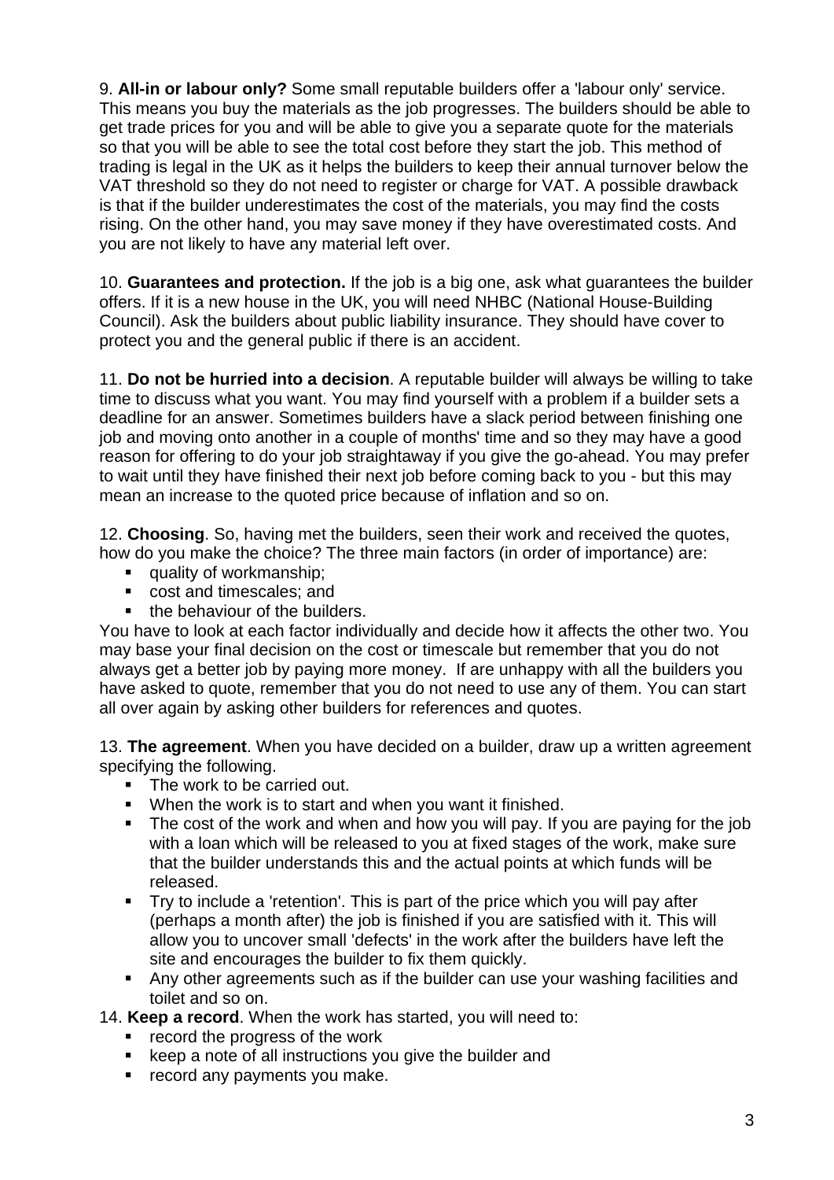9. **All-in or labour only?** Some small reputable builders offer a 'labour only' service. This means you buy the materials as the job progresses. The builders should be able to get trade prices for you and will be able to give you a separate quote for the materials so that you will be able to see the total cost before they start the job. This method of trading is legal in the UK as it helps the builders to keep their annual turnover below the VAT threshold so they do not need to register or charge for VAT. A possible drawback is that if the builder underestimates the cost of the materials, you may find the costs rising. On the other hand, you may save money if they have overestimated costs. And you are not likely to have any material left over.

10. **Guarantees and protection.** If the job is a big one, ask what guarantees the builder offers. If it is a new house in the UK, you will need NHBC (National House-Building Council). Ask the builders about public liability insurance. They should have cover to protect you and the general public if there is an accident.

11. **Do not be hurried into a decision**. A reputable builder will always be willing to take time to discuss what you want. You may find yourself with a problem if a builder sets a deadline for an answer. Sometimes builders have a slack period between finishing one job and moving onto another in a couple of months' time and so they may have a good reason for offering to do your job straightaway if you give the go-ahead. You may prefer to wait until they have finished their next job before coming back to you - but this may mean an increase to the quoted price because of inflation and so on.

12. **Choosing**. So, having met the builders, seen their work and received the quotes, how do you make the choice? The three main factors (in order of importance) are:

- quality of workmanship;
- cost and timescales; and
- the behaviour of the builders.

You have to look at each factor individually and decide how it affects the other two. You may base your final decision on the cost or timescale but remember that you do not always get a better job by paying more money. If are unhappy with all the builders you have asked to quote, remember that you do not need to use any of them. You can start all over again by asking other builders for references and quotes.

13. **The agreement**. When you have decided on a builder, draw up a written agreement specifying the following.

- The work to be carried out.
- When the work is to start and when you want it finished.
- The cost of the work and when and how you will pay. If you are paying for the job with a loan which will be released to you at fixed stages of the work, make sure that the builder understands this and the actual points at which funds will be released.
- Try to include a 'retention'. This is part of the price which you will pay after (perhaps a month after) the job is finished if you are satisfied with it. This will allow you to uncover small 'defects' in the work after the builders have left the site and encourages the builder to fix them quickly.
- Any other agreements such as if the builder can use your washing facilities and toilet and so on.

14. **Keep a record**. When the work has started, you will need to:

- record the progress of the work
- keep a note of all instructions you give the builder and
- record any payments you make.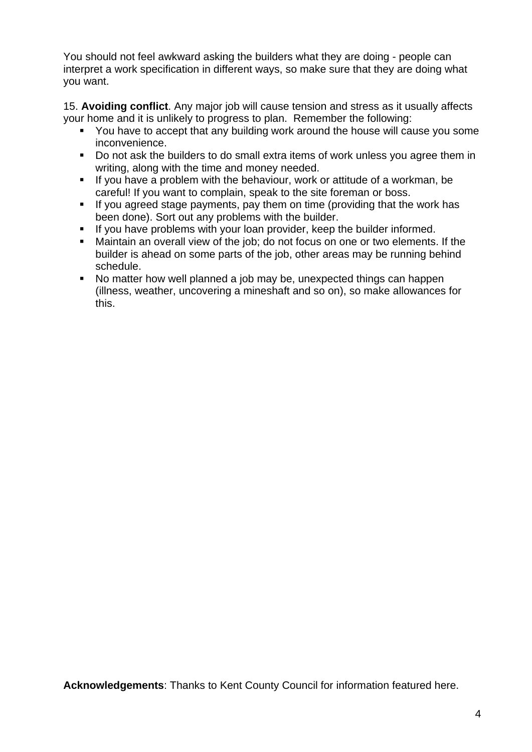You should not feel awkward asking the builders what they are doing - people can interpret a work specification in different ways, so make sure that they are doing what you want.

15. **Avoiding conflict**. Any major job will cause tension and stress as it usually affects your home and it is unlikely to progress to plan. Remember the following:

- You have to accept that any building work around the house will cause you some inconvenience.
- Do not ask the builders to do small extra items of work unless you agree them in writing, along with the time and money needed.
- If you have a problem with the behaviour, work or attitude of a workman, be careful! If you want to complain, speak to the site foreman or boss.
- If you agreed stage payments, pay them on time (providing that the work has been done). Sort out any problems with the builder.
- If you have problems with your loan provider, keep the builder informed.
- Maintain an overall view of the job; do not focus on one or two elements. If the builder is ahead on some parts of the job, other areas may be running behind schedule.
- No matter how well planned a job may be, unexpected things can happen (illness, weather, uncovering a mineshaft and so on), so make allowances for this.

**Acknowledgements**: Thanks to Kent County Council for information featured here.